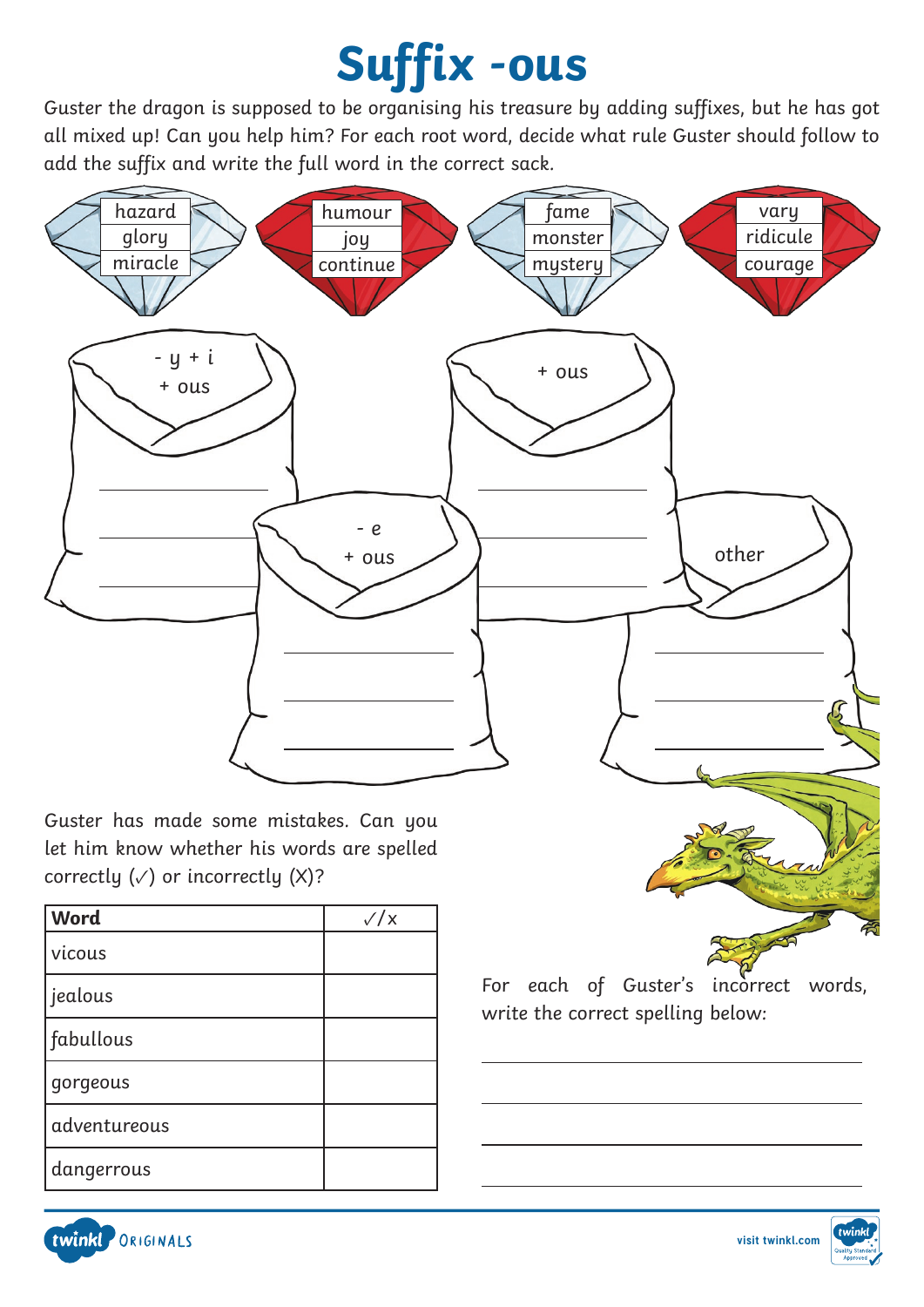# Suffix -ous

Guster the dragon is supposed to be organising his treasure by adding suffixes, but he has got all mixed up! Can you help him? For each root word, decide what rule Guster should follow to add the suffix and write the full word in the correct sack.

hazard
glory
miracle

humour
joy
continue

fame
monster
mystery

vary
ridicule
courage

- y + i + ous
  - \_\_\_\_\_\_\_\_\_\_\_\_\_\_\_\_
  - \_\_\_\_\_\_\_\_\_\_\_\_\_\_\_\_
  - \_\_\_\_\_\_\_\_\_\_\_\_\_\_\_\_

- e + ous
  - \_\_\_\_\_\_\_\_\_\_\_\_\_\_\_\_
  - \_\_\_\_\_\_\_\_\_\_\_\_\_\_\_\_
  - \_\_\_\_\_\_\_\_\_\_\_\_\_\_\_\_

+ ous
  - \_\_\_\_\_\_\_\_\_\_\_\_\_\_\_\_
  - \_\_\_\_\_\_\_\_\_\_\_\_\_\_\_\_
  - \_\_\_\_\_\_\_\_\_\_\_\_\_\_\_\_

other
  - \_\_\_\_\_\_\_\_\_\_\_\_\_\_\_\_
  - \_\_\_\_\_\_\_\_\_\_\_\_\_\_\_\_
  - \_\_\_\_\_\_\_\_\_\_\_\_\_\_\_\_

Guster has made some mistakes. Can you let him know whether his words are spelled correctly (✓) or incorrectly (X)?

| Word | ✓/x |
|---|---|
| vicous | |
| jealous | |
| fabullous | |
| gorgeous | |
| adventureous | |
| dangerrous | |

For each of Guster's incorrect words, write the correct spelling below:

\_\_\_\_\_\_\_\_\_\_\_\_\_\_\_\_\_\_\_\_\_\_\_\_\_\_\_\_

\_\_\_\_\_\_\_\_\_\_\_\_\_\_\_\_\_\_\_\_\_\_\_\_\_\_\_\_

\_\_\_\_\_\_\_\_\_\_\_\_\_\_\_\_\_\_\_\_\_\_\_\_\_\_\_\_

\_\_\_\_\_\_\_\_\_\_\_\_\_\_\_\_\_\_\_\_\_\_\_\_\_\_\_\_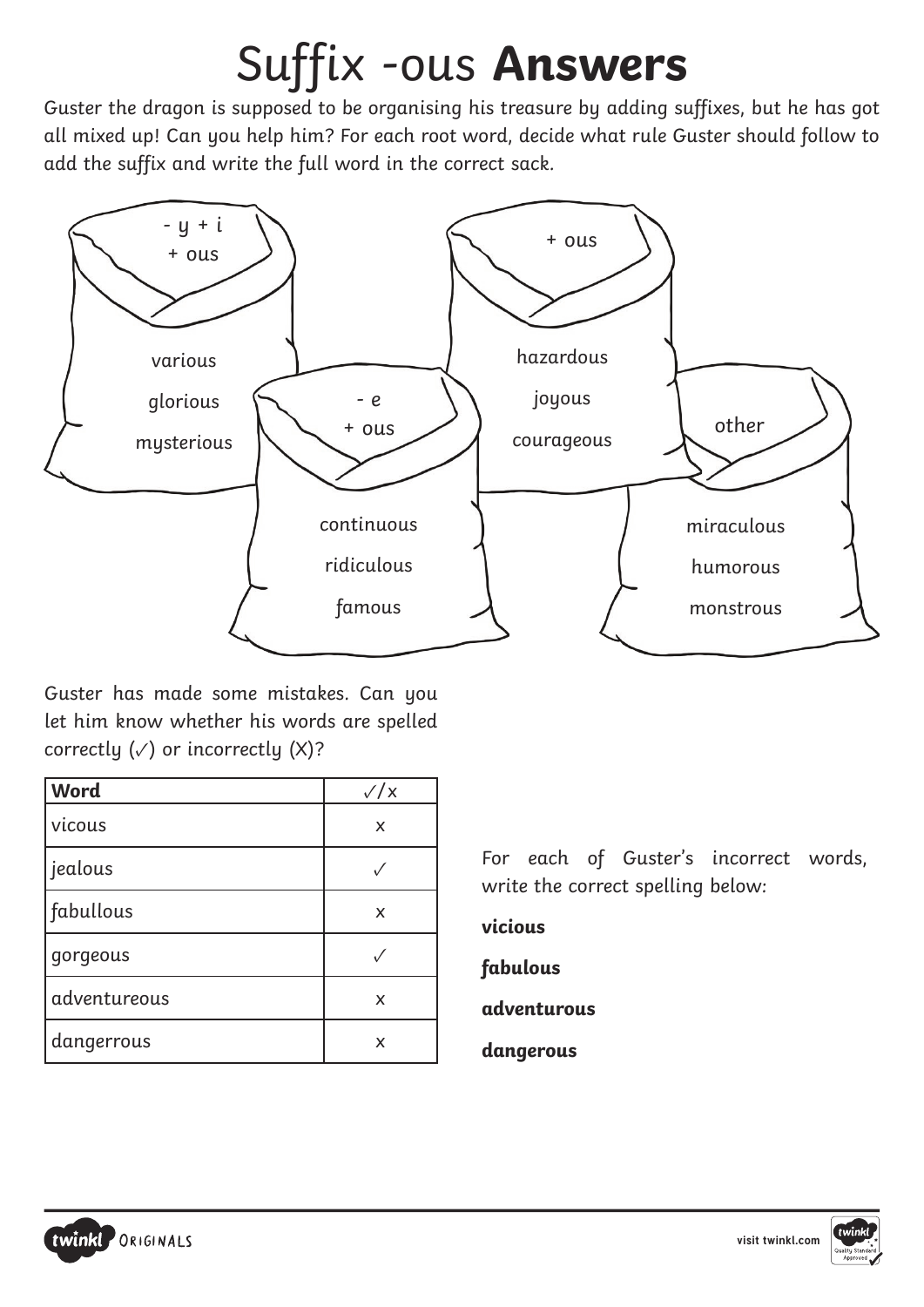# Suffix -ous **Answers**

Guster the dragon is supposed to be organising his treasure by adding suffixes, but he has got all mixed up! Can you help him? For each root word, decide what rule Guster should follow to add the suffix and write the full word in the correct sack.

- y + i
+ ous

various

glorious

mysterious

- e
+ ous

continuous

ridiculous

famous

+ ous

hazardous

joyous

courageous

other

miraculous

humorous

monstrous

Guster has made some mistakes. Can you let him know whether his words are spelled correctly (✓) or incorrectly (X)?

| **Word** | ✓/x |
|---|---|
| vicous | x |
| jealous | ✓ |
| fabullous | x |
| gorgeous | ✓ |
| adventureous | x |
| dangerrous | x |

For each of Guster's incorrect words, write the correct spelling below:

**vicious**

**fabulous**

**adventurous**

**dangerous**